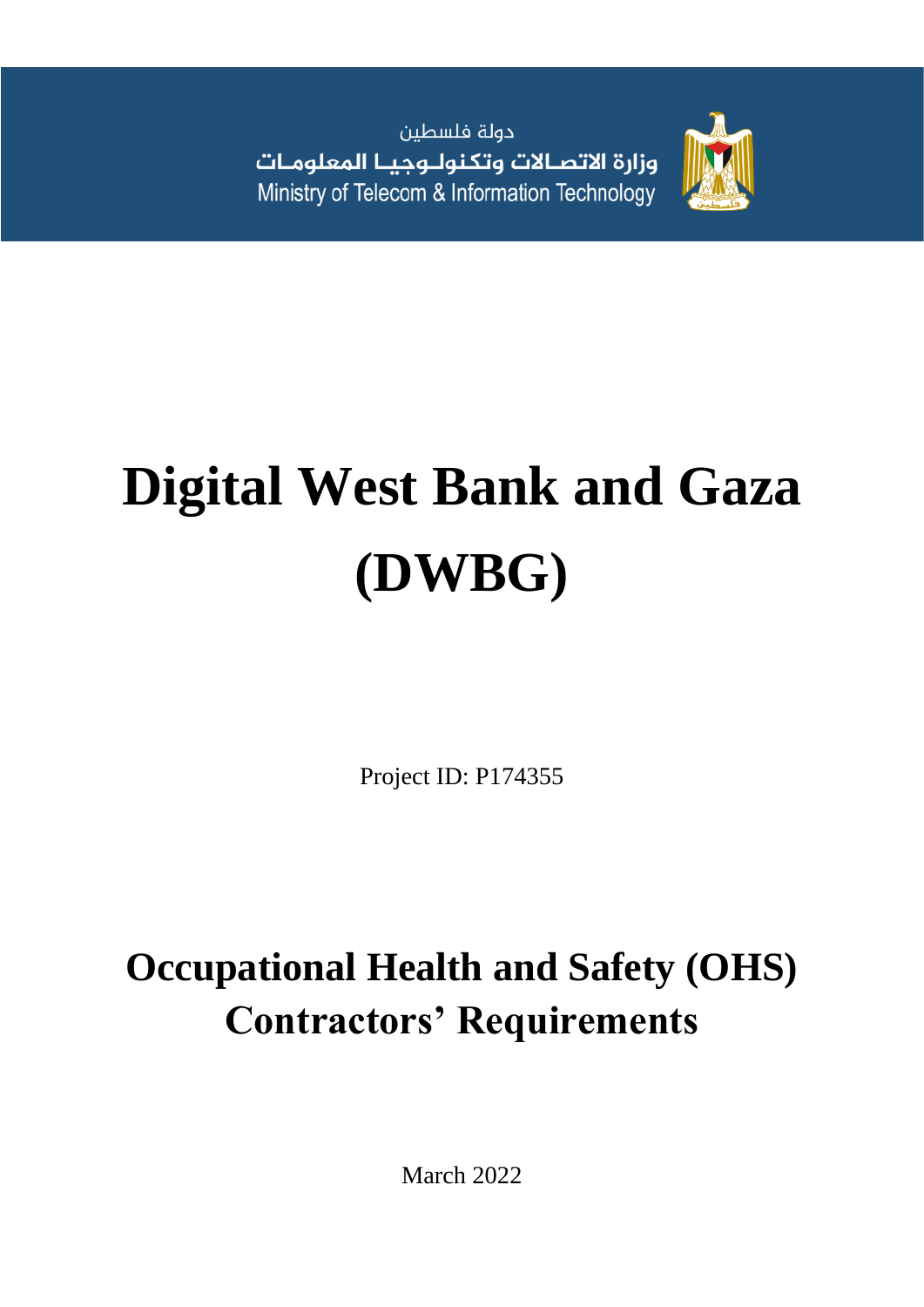دولة فلسطين

وزارة الاتصـالات وتكنولـوجيـا المعلومـات

Ministry of Telecom & Information Technology

# Digital West Bank and Gaza (DWBG)

Project ID: P174355

## Occupational Health and Safety (OHS) Contractors' Requirements

March 2022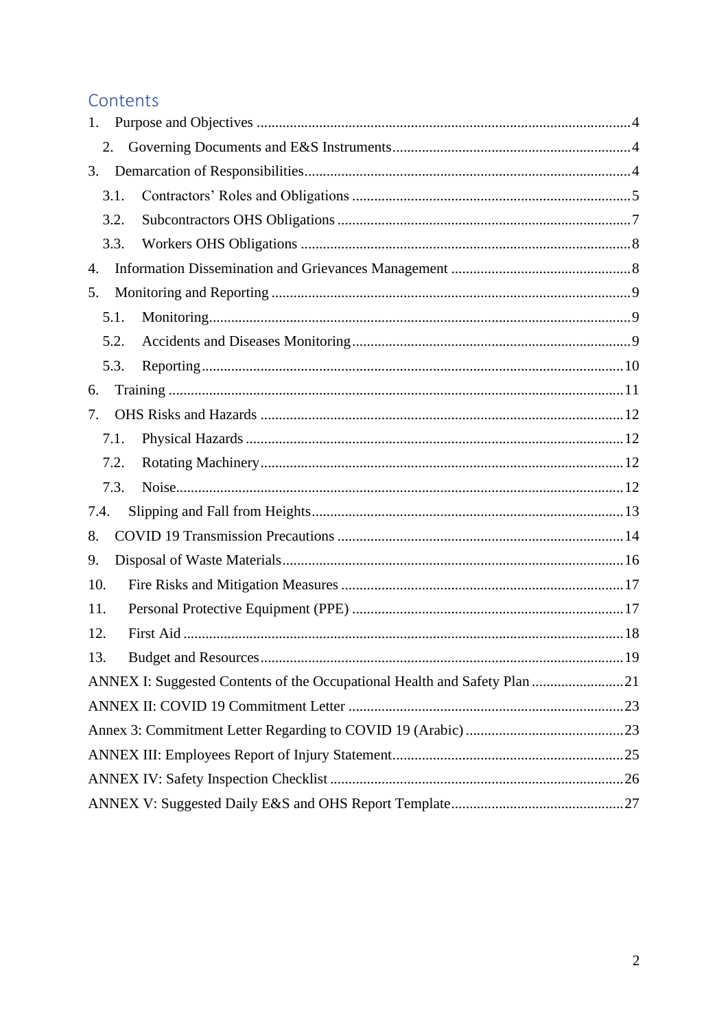# Contents

1. Purpose and Objectives .....4
   2. Governing Documents and E&S Instruments .....4
3. Demarcation of Responsibilities .....4
   - 3.1. Contractors' Roles and Obligations .....5
   - 3.2. Subcontractors OHS Obligations .....7
   - 3.3. Workers OHS Obligations .....8
4. Information Dissemination and Grievances Management .....8
5. Monitoring and Reporting .....9
   - 5.1. Monitoring .....9
   - 5.2. Accidents and Diseases Monitoring .....9
   - 5.3. Reporting .....10
6. Training .....11
7. OHS Risks and Hazards .....12
   - 7.1. Physical Hazards .....12
   - 7.2. Rotating Machinery .....12
   - 7.3. Noise .....12
7.4. Slipping and Fall from Heights .....13
8. COVID 19 Transmission Precautions .....14
9. Disposal of Waste Materials .....16
10. Fire Risks and Mitigation Measures .....17
11. Personal Protective Equipment (PPE) .....17
12. First Aid .....18
13. Budget and Resources .....19

ANNEX I: Suggested Contents of the Occupational Health and Safety Plan .....21
ANNEX II: COVID 19 Commitment Letter .....23
Annex 3: Commitment Letter Regarding to COVID 19 (Arabic) .....23
ANNEX III: Employees Report of Injury Statement .....25
ANNEX IV: Safety Inspection Checklist .....26
ANNEX V: Suggested Daily E&S and OHS Report Template .....27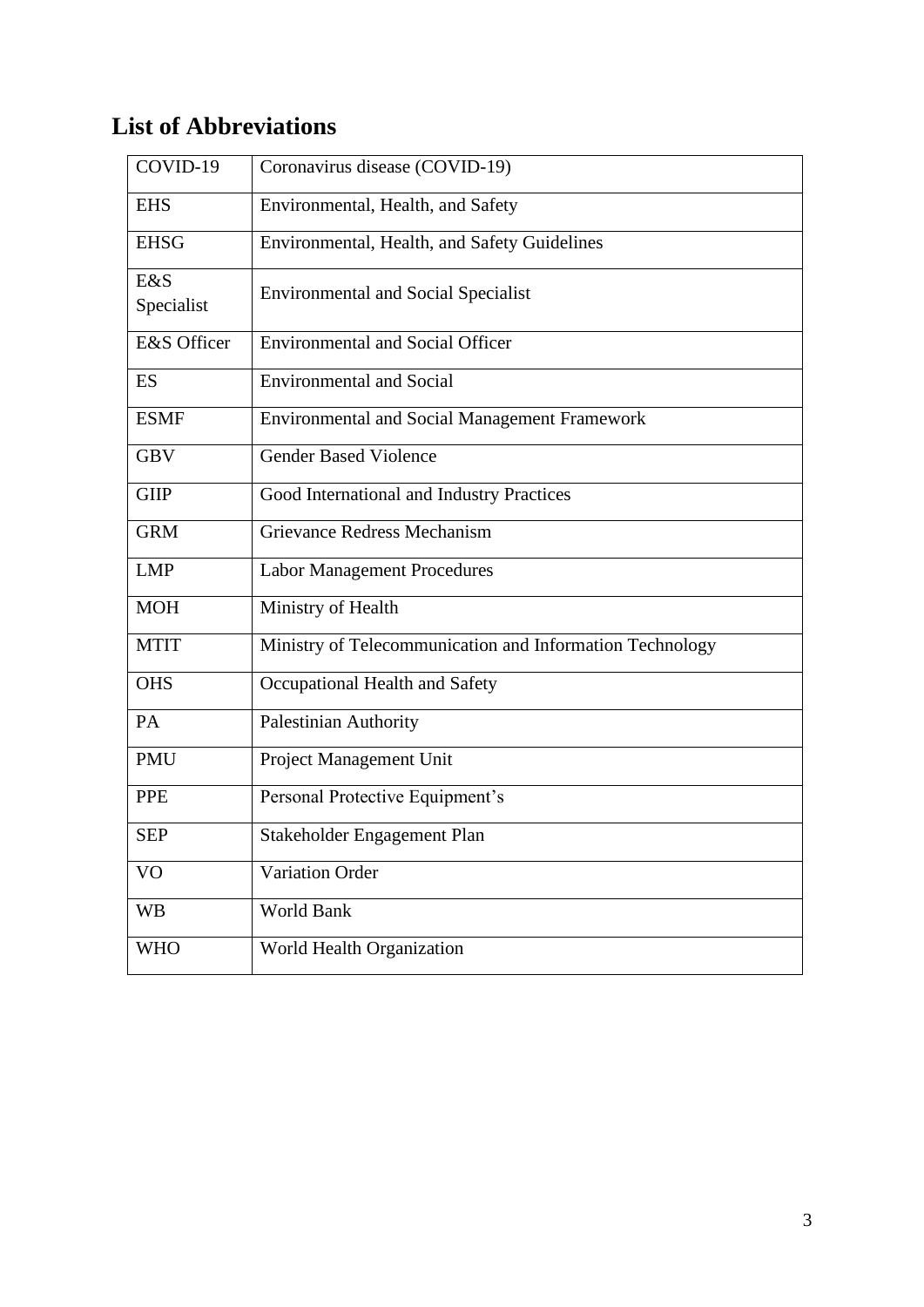## List of Abbreviations

| | |
|---|---|
| COVID-19 | Coronavirus disease (COVID-19) |
| EHS | Environmental, Health, and Safety |
| EHSG | Environmental, Health, and Safety Guidelines |
| E&S Specialist | Environmental and Social Specialist |
| E&S Officer | Environmental and Social Officer |
| ES | Environmental and Social |
| ESMF | Environmental and Social Management Framework |
| GBV | Gender Based Violence |
| GIIP | Good International and Industry Practices |
| GRM | Grievance Redress Mechanism |
| LMP | Labor Management Procedures |
| MOH | Ministry of Health |
| MTIT | Ministry of Telecommunication and Information Technology |
| OHS | Occupational Health and Safety |
| PA | Palestinian Authority |
| PMU | Project Management Unit |
| PPE | Personal Protective Equipment's |
| SEP | Stakeholder Engagement Plan |
| VO | Variation Order |
| WB | World Bank |
| WHO | World Health Organization |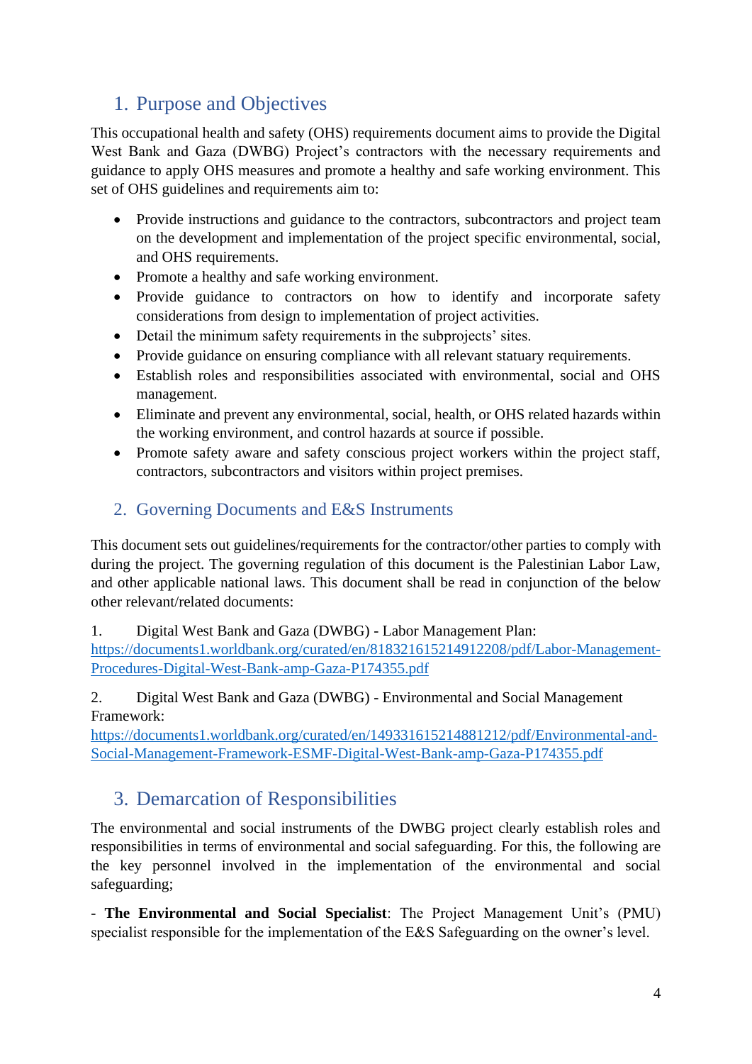## 1. Purpose and Objectives

This occupational health and safety (OHS) requirements document aims to provide the Digital West Bank and Gaza (DWBG) Project's contractors with the necessary requirements and guidance to apply OHS measures and promote a healthy and safe working environment. This set of OHS guidelines and requirements aim to:

- Provide instructions and guidance to the contractors, subcontractors and project team on the development and implementation of the project specific environmental, social, and OHS requirements.
- Promote a healthy and safe working environment.
- Provide guidance to contractors on how to identify and incorporate safety considerations from design to implementation of project activities.
- Detail the minimum safety requirements in the subprojects' sites.
- Provide guidance on ensuring compliance with all relevant statuary requirements.
- Establish roles and responsibilities associated with environmental, social and OHS management.
- Eliminate and prevent any environmental, social, health, or OHS related hazards within the working environment, and control hazards at source if possible.
- Promote safety aware and safety conscious project workers within the project staff, contractors, subcontractors and visitors within project premises.

## 2. Governing Documents and E&S Instruments

This document sets out guidelines/requirements for the contractor/other parties to comply with during the project. The governing regulation of this document is the Palestinian Labor Law, and other applicable national laws. This document shall be read in conjunction of the below other relevant/related documents:

1. Digital West Bank and Gaza (DWBG) - Labor Management Plan: https://documents1.worldbank.org/curated/en/818321615214912208/pdf/Labor-Management-Procedures-Digital-West-Bank-amp-Gaza-P174355.pdf

2. Digital West Bank and Gaza (DWBG) - Environmental and Social Management Framework: https://documents1.worldbank.org/curated/en/149331615214881212/pdf/Environmental-and-Social-Management-Framework-ESMF-Digital-West-Bank-amp-Gaza-P174355.pdf

## 3. Demarcation of Responsibilities

The environmental and social instruments of the DWBG project clearly establish roles and responsibilities in terms of environmental and social safeguarding. For this, the following are the key personnel involved in the implementation of the environmental and social safeguarding;

- **The Environmental and Social Specialist**: The Project Management Unit's (PMU) specialist responsible for the implementation of the E&S Safeguarding on the owner's level.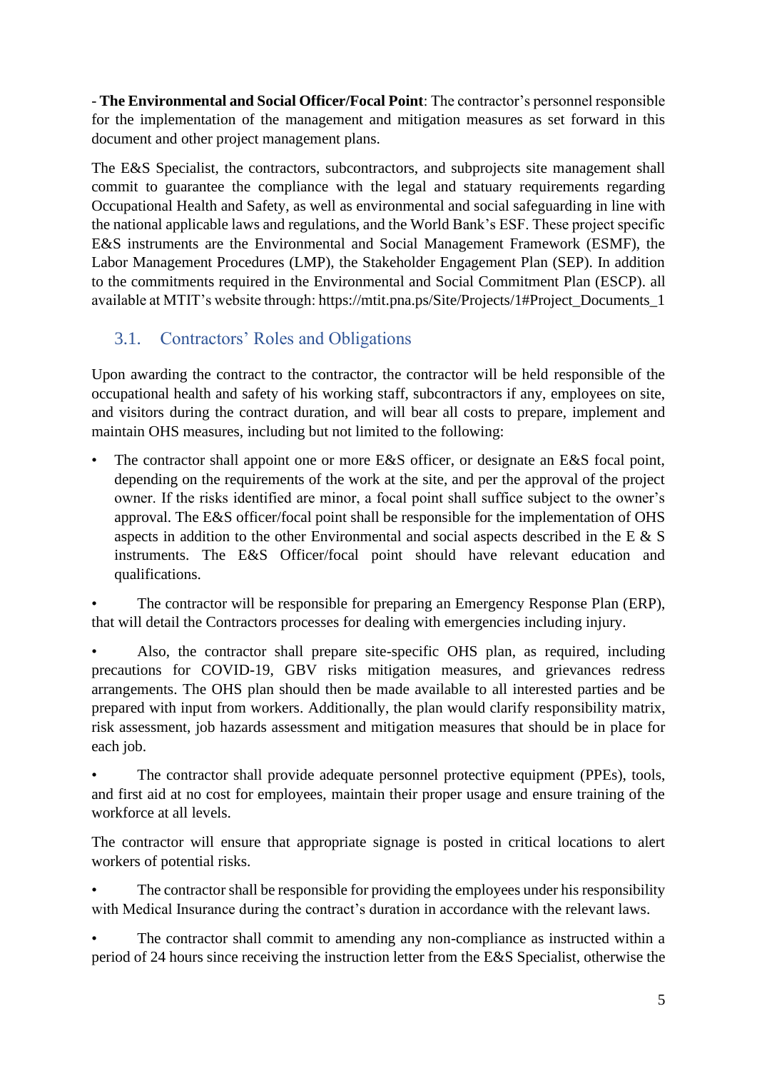- **The Environmental and Social Officer/Focal Point**: The contractor's personnel responsible for the implementation of the management and mitigation measures as set forward in this document and other project management plans.

The E&S Specialist, the contractors, subcontractors, and subprojects site management shall commit to guarantee the compliance with the legal and statuary requirements regarding Occupational Health and Safety, as well as environmental and social safeguarding in line with the national applicable laws and regulations, and the World Bank's ESF. These project specific E&S instruments are the Environmental and Social Management Framework (ESMF), the Labor Management Procedures (LMP), the Stakeholder Engagement Plan (SEP). In addition to the commitments required in the Environmental and Social Commitment Plan (ESCP). all available at MTIT's website through: https://mtit.pna.ps/Site/Projects/1#Project_Documents_1

## 3.1. Contractors' Roles and Obligations

Upon awarding the contract to the contractor, the contractor will be held responsible of the occupational health and safety of his working staff, subcontractors if any, employees on site, and visitors during the contract duration, and will bear all costs to prepare, implement and maintain OHS measures, including but not limited to the following:

- The contractor shall appoint one or more E&S officer, or designate an E&S focal point, depending on the requirements of the work at the site, and per the approval of the project owner. If the risks identified are minor, a focal point shall suffice subject to the owner's approval. The E&S officer/focal point shall be responsible for the implementation of OHS aspects in addition to the other Environmental and social aspects described in the E & S instruments. The E&S Officer/focal point should have relevant education and qualifications.
- The contractor will be responsible for preparing an Emergency Response Plan (ERP), that will detail the Contractors processes for dealing with emergencies including injury.
- Also, the contractor shall prepare site-specific OHS plan, as required, including precautions for COVID-19, GBV risks mitigation measures, and grievances redress arrangements. The OHS plan should then be made available to all interested parties and be prepared with input from workers. Additionally, the plan would clarify responsibility matrix, risk assessment, job hazards assessment and mitigation measures that should be in place for each job.
- The contractor shall provide adequate personnel protective equipment (PPEs), tools, and first aid at no cost for employees, maintain their proper usage and ensure training of the workforce at all levels.

The contractor will ensure that appropriate signage is posted in critical locations to alert workers of potential risks.

- The contractor shall be responsible for providing the employees under his responsibility with Medical Insurance during the contract's duration in accordance with the relevant laws.
- The contractor shall commit to amending any non-compliance as instructed within a period of 24 hours since receiving the instruction letter from the E&S Specialist, otherwise the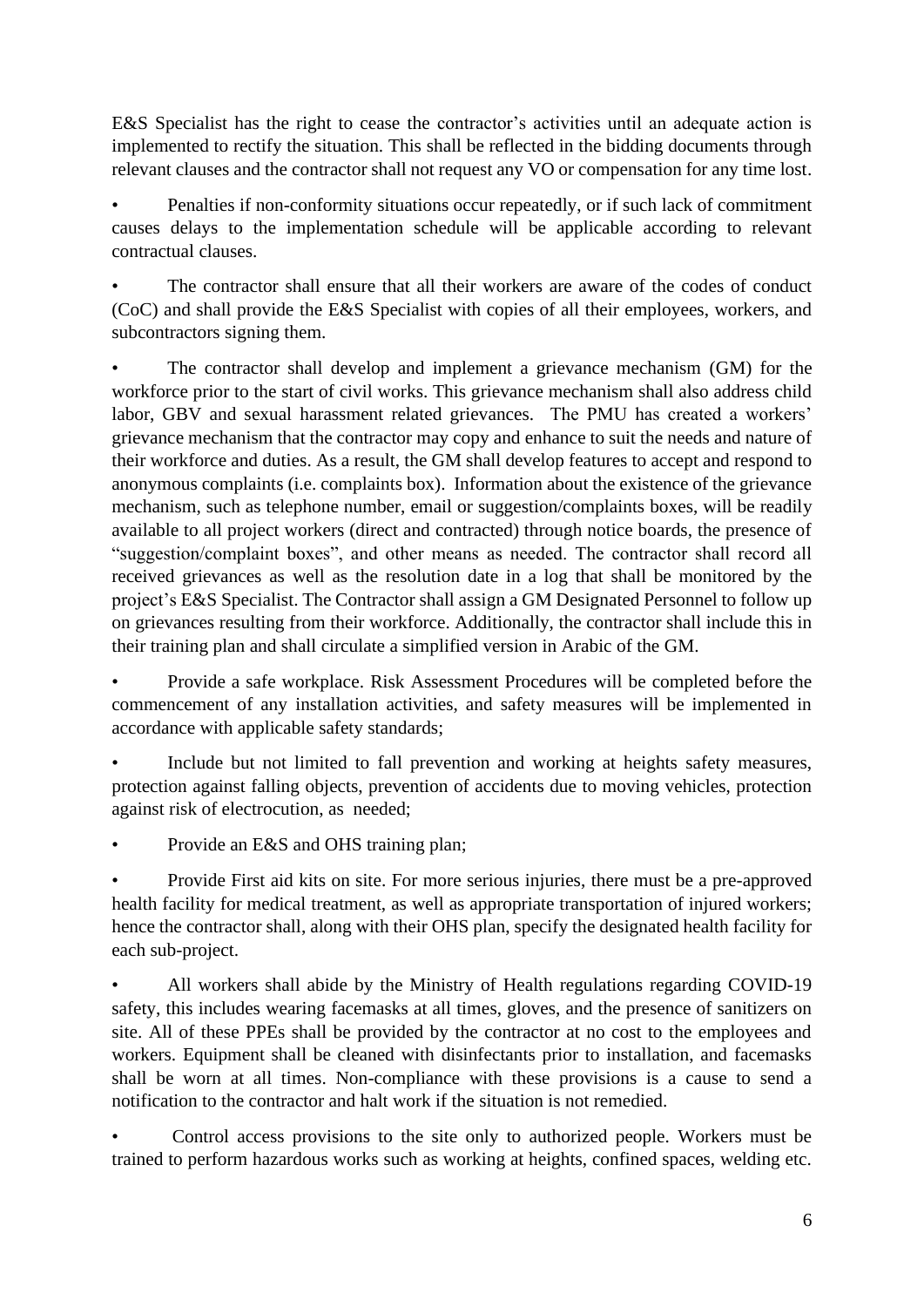E&S Specialist has the right to cease the contractor's activities until an adequate action is implemented to rectify the situation. This shall be reflected in the bidding documents through relevant clauses and the contractor shall not request any VO or compensation for any time lost.

- Penalties if non-conformity situations occur repeatedly, or if such lack of commitment causes delays to the implementation schedule will be applicable according to relevant contractual clauses.
- The contractor shall ensure that all their workers are aware of the codes of conduct (CoC) and shall provide the E&S Specialist with copies of all their employees, workers, and subcontractors signing them.
- The contractor shall develop and implement a grievance mechanism (GM) for the workforce prior to the start of civil works. This grievance mechanism shall also address child labor, GBV and sexual harassment related grievances. The PMU has created a workers' grievance mechanism that the contractor may copy and enhance to suit the needs and nature of their workforce and duties. As a result, the GM shall develop features to accept and respond to anonymous complaints (i.e. complaints box). Information about the existence of the grievance mechanism, such as telephone number, email or suggestion/complaints boxes, will be readily available to all project workers (direct and contracted) through notice boards, the presence of "suggestion/complaint boxes", and other means as needed. The contractor shall record all received grievances as well as the resolution date in a log that shall be monitored by the project's E&S Specialist. The Contractor shall assign a GM Designated Personnel to follow up on grievances resulting from their workforce. Additionally, the contractor shall include this in their training plan and shall circulate a simplified version in Arabic of the GM.
- Provide a safe workplace. Risk Assessment Procedures will be completed before the commencement of any installation activities, and safety measures will be implemented in accordance with applicable safety standards;
- Include but not limited to fall prevention and working at heights safety measures, protection against falling objects, prevention of accidents due to moving vehicles, protection against risk of electrocution, as needed;
- Provide an E&S and OHS training plan;
- Provide First aid kits on site. For more serious injuries, there must be a pre-approved health facility for medical treatment, as well as appropriate transportation of injured workers; hence the contractor shall, along with their OHS plan, specify the designated health facility for each sub-project.
- All workers shall abide by the Ministry of Health regulations regarding COVID-19 safety, this includes wearing facemasks at all times, gloves, and the presence of sanitizers on site. All of these PPEs shall be provided by the contractor at no cost to the employees and workers. Equipment shall be cleaned with disinfectants prior to installation, and facemasks shall be worn at all times. Non-compliance with these provisions is a cause to send a notification to the contractor and halt work if the situation is not remedied.
- Control access provisions to the site only to authorized people. Workers must be trained to perform hazardous works such as working at heights, confined spaces, welding etc.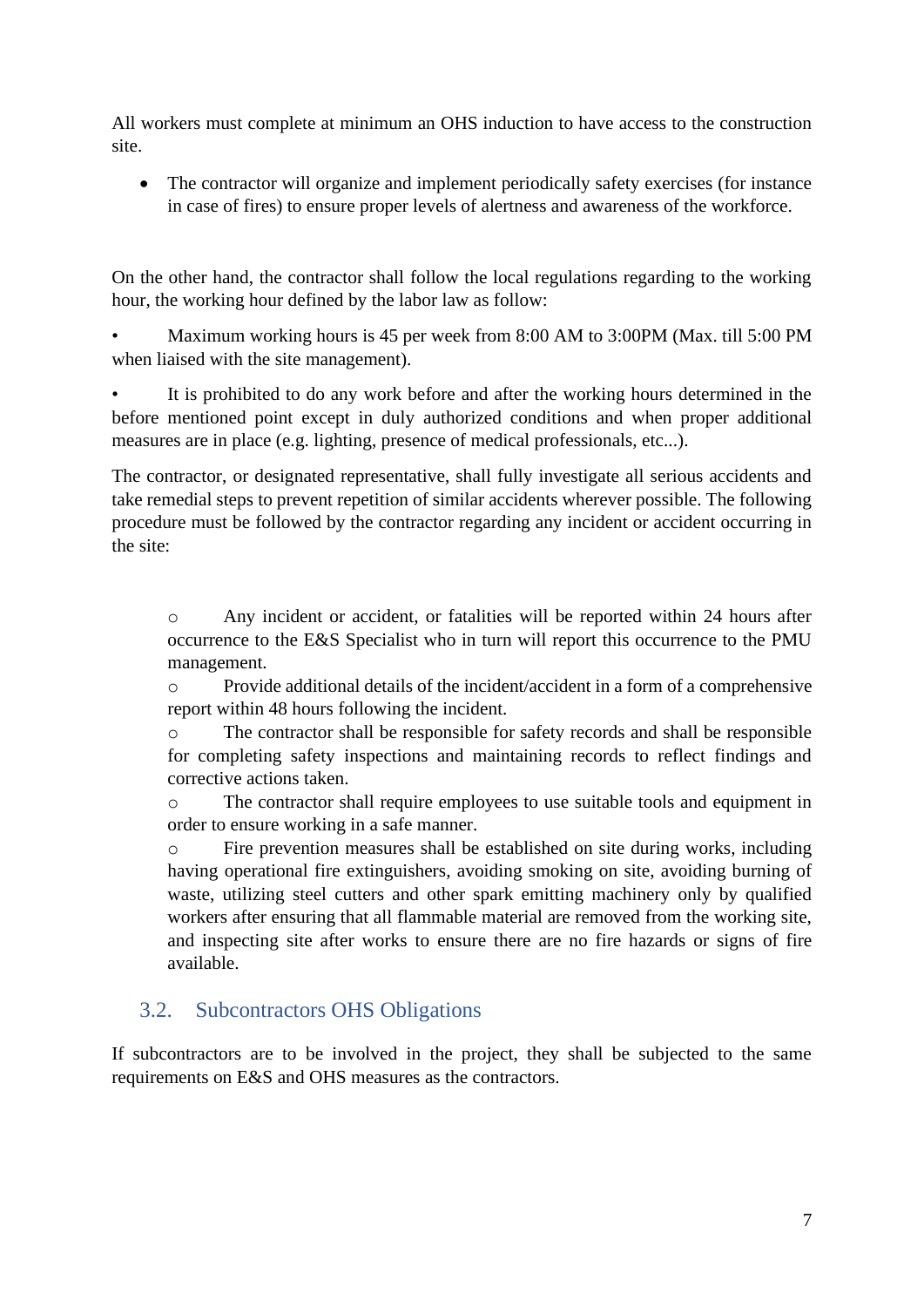All workers must complete at minimum an OHS induction to have access to the construction site.

- The contractor will organize and implement periodically safety exercises (for instance in case of fires) to ensure proper levels of alertness and awareness of the workforce.

On the other hand, the contractor shall follow the local regulations regarding to the working hour, the working hour defined by the labor law as follow:

- Maximum working hours is 45 per week from 8:00 AM to 3:00PM (Max. till 5:00 PM when liaised with the site management).
- It is prohibited to do any work before and after the working hours determined in the before mentioned point except in duly authorized conditions and when proper additional measures are in place (e.g. lighting, presence of medical professionals, etc...).

The contractor, or designated representative, shall fully investigate all serious accidents and take remedial steps to prevent repetition of similar accidents wherever possible. The following procedure must be followed by the contractor regarding any incident or accident occurring in the site:

- Any incident or accident, or fatalities will be reported within 24 hours after occurrence to the E&S Specialist who in turn will report this occurrence to the PMU management.
- Provide additional details of the incident/accident in a form of a comprehensive report within 48 hours following the incident.
- The contractor shall be responsible for safety records and shall be responsible for completing safety inspections and maintaining records to reflect findings and corrective actions taken.
- The contractor shall require employees to use suitable tools and equipment in order to ensure working in a safe manner.
- Fire prevention measures shall be established on site during works, including having operational fire extinguishers, avoiding smoking on site, avoiding burning of waste, utilizing steel cutters and other spark emitting machinery only by qualified workers after ensuring that all flammable material are removed from the working site, and inspecting site after works to ensure there are no fire hazards or signs of fire available.

## 3.2. Subcontractors OHS Obligations

If subcontractors are to be involved in the project, they shall be subjected to the same requirements on E&S and OHS measures as the contractors.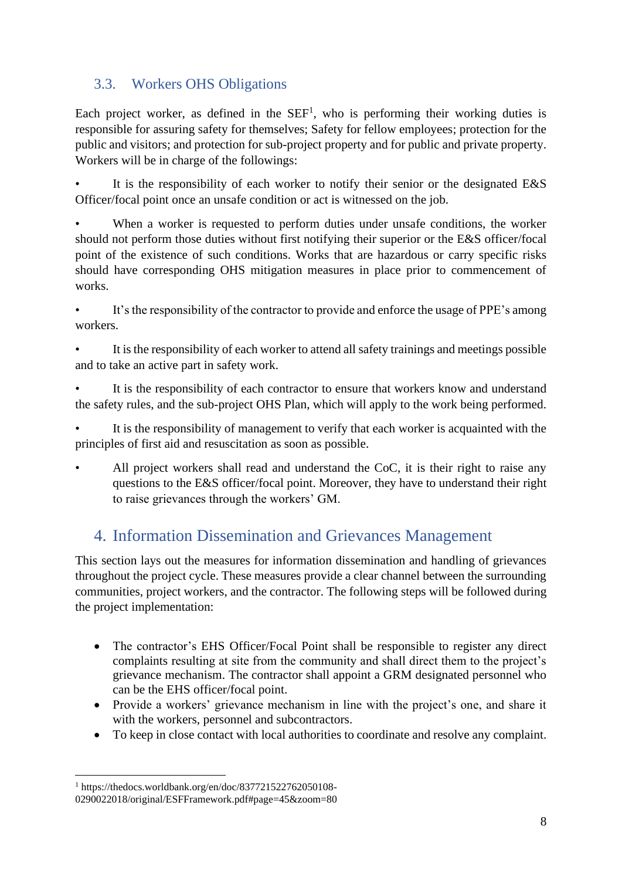### 3.3. Workers OHS Obligations

Each project worker, as defined in the SEF[1], who is performing their working duties is responsible for assuring safety for themselves; Safety for fellow employees; protection for the public and visitors; and protection for sub-project property and for public and private property. Workers will be in charge of the followings:

- It is the responsibility of each worker to notify their senior or the designated E&S Officer/focal point once an unsafe condition or act is witnessed on the job.
- When a worker is requested to perform duties under unsafe conditions, the worker should not perform those duties without first notifying their superior or the E&S officer/focal point of the existence of such conditions. Works that are hazardous or carry specific risks should have corresponding OHS mitigation measures in place prior to commencement of works.
- It's the responsibility of the contractor to provide and enforce the usage of PPE's among workers.
- It is the responsibility of each worker to attend all safety trainings and meetings possible and to take an active part in safety work.
- It is the responsibility of each contractor to ensure that workers know and understand the safety rules, and the sub-project OHS Plan, which will apply to the work being performed.
- It is the responsibility of management to verify that each worker is acquainted with the principles of first aid and resuscitation as soon as possible.
- All project workers shall read and understand the CoC, it is their right to raise any questions to the E&S officer/focal point. Moreover, they have to understand their right to raise grievances through the workers' GM.

## 4. Information Dissemination and Grievances Management

This section lays out the measures for information dissemination and handling of grievances throughout the project cycle. These measures provide a clear channel between the surrounding communities, project workers, and the contractor. The following steps will be followed during the project implementation:

- The contractor's EHS Officer/Focal Point shall be responsible to register any direct complaints resulting at site from the community and shall direct them to the project's grievance mechanism. The contractor shall appoint a GRM designated personnel who can be the EHS officer/focal point.
- Provide a workers' grievance mechanism in line with the project's one, and share it with the workers, personnel and subcontractors.
- To keep in close contact with local authorities to coordinate and resolve any complaint.

---

[1] https://thedocs.worldbank.org/en/doc/837721522762050108-0290022018/original/ESFFramework.pdf#page=45&zoom=80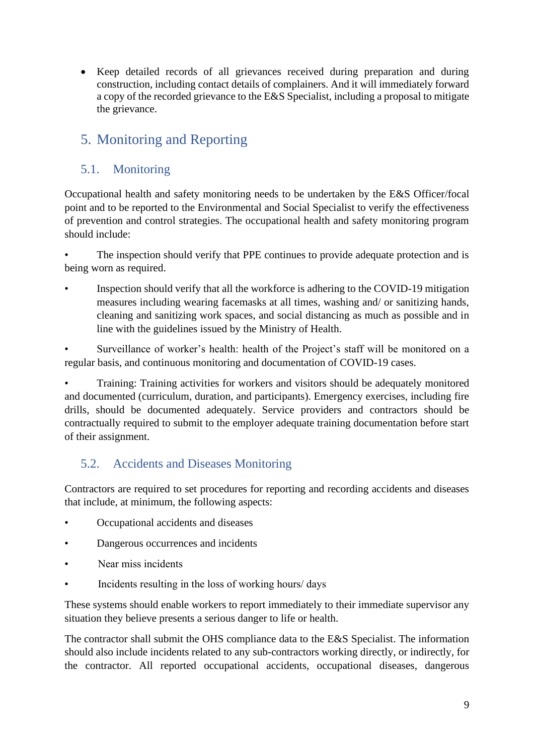- Keep detailed records of all grievances received during preparation and during construction, including contact details of complainers. And it will immediately forward a copy of the recorded grievance to the E&S Specialist, including a proposal to mitigate the grievance.

# 5. Monitoring and Reporting

## 5.1. Monitoring

Occupational health and safety monitoring needs to be undertaken by the E&S Officer/focal point and to be reported to the Environmental and Social Specialist to verify the effectiveness of prevention and control strategies. The occupational health and safety monitoring program should include:

- The inspection should verify that PPE continues to provide adequate protection and is being worn as required.
- Inspection should verify that all the workforce is adhering to the COVID-19 mitigation measures including wearing facemasks at all times, washing and/ or sanitizing hands, cleaning and sanitizing work spaces, and social distancing as much as possible and in line with the guidelines issued by the Ministry of Health.
- Surveillance of worker's health: health of the Project's staff will be monitored on a regular basis, and continuous monitoring and documentation of COVID-19 cases.
- Training: Training activities for workers and visitors should be adequately monitored and documented (curriculum, duration, and participants). Emergency exercises, including fire drills, should be documented adequately. Service providers and contractors should be contractually required to submit to the employer adequate training documentation before start of their assignment.

## 5.2. Accidents and Diseases Monitoring

Contractors are required to set procedures for reporting and recording accidents and diseases that include, at minimum, the following aspects:

- Occupational accidents and diseases
- Dangerous occurrences and incidents
- Near miss incidents
- Incidents resulting in the loss of working hours/ days

These systems should enable workers to report immediately to their immediate supervisor any situation they believe presents a serious danger to life or health.

The contractor shall submit the OHS compliance data to the E&S Specialist. The information should also include incidents related to any sub-contractors working directly, or indirectly, for the contractor. All reported occupational accidents, occupational diseases, dangerous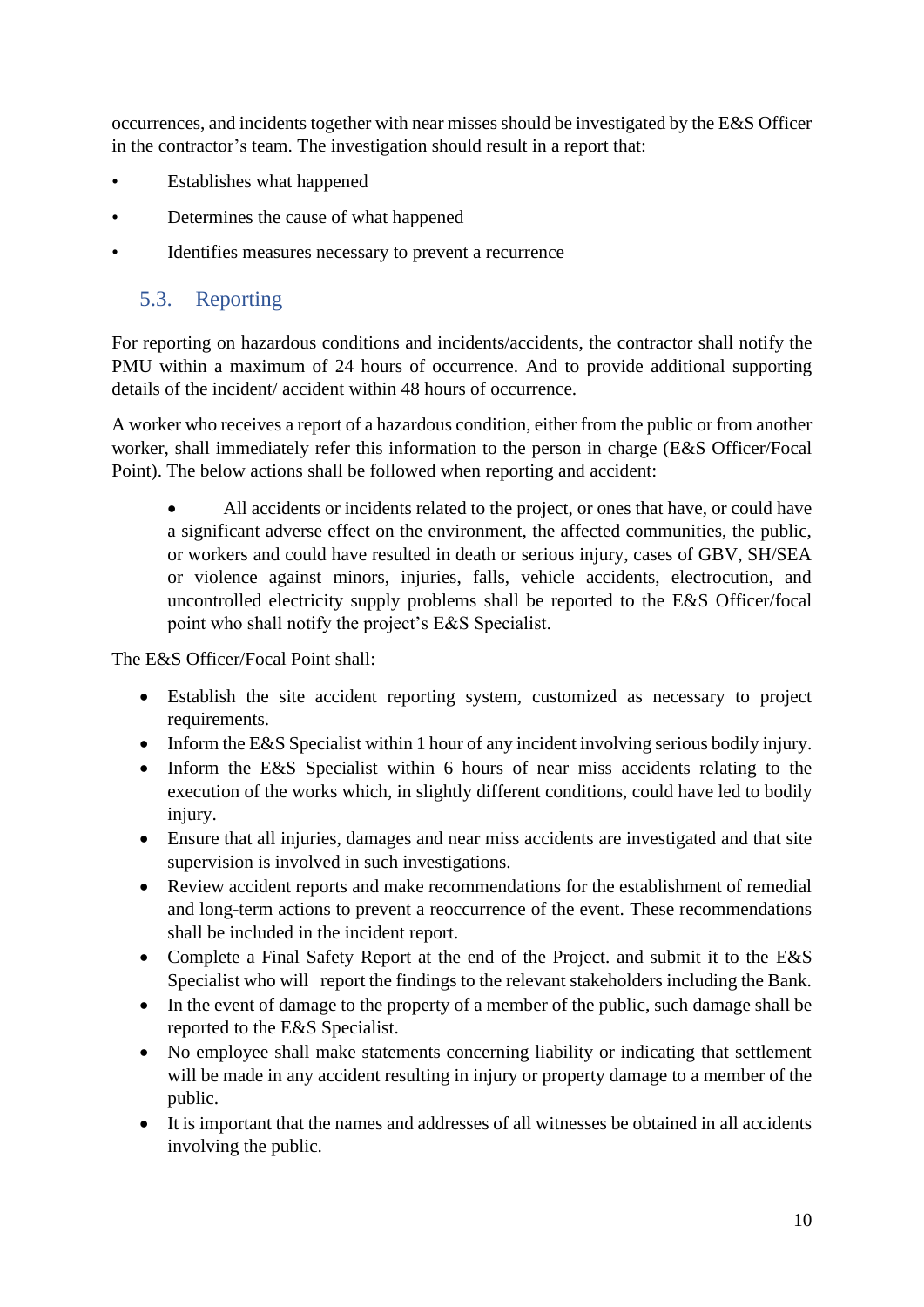occurrences, and incidents together with near misses should be investigated by the E&S Officer in the contractor's team. The investigation should result in a report that:

- Establishes what happened
- Determines the cause of what happened
- Identifies measures necessary to prevent a recurrence

## 5.3. Reporting

For reporting on hazardous conditions and incidents/accidents, the contractor shall notify the PMU within a maximum of 24 hours of occurrence. And to provide additional supporting details of the incident/ accident within 48 hours of occurrence.

A worker who receives a report of a hazardous condition, either from the public or from another worker, shall immediately refer this information to the person in charge (E&S Officer/Focal Point). The below actions shall be followed when reporting and accident:

- All accidents or incidents related to the project, or ones that have, or could have a significant adverse effect on the environment, the affected communities, the public, or workers and could have resulted in death or serious injury, cases of GBV, SH/SEA or violence against minors, injuries, falls, vehicle accidents, electrocution, and uncontrolled electricity supply problems shall be reported to the E&S Officer/focal point who shall notify the project's E&S Specialist.

The E&S Officer/Focal Point shall:

- Establish the site accident reporting system, customized as necessary to project requirements.
- Inform the E&S Specialist within 1 hour of any incident involving serious bodily injury.
- Inform the E&S Specialist within 6 hours of near miss accidents relating to the execution of the works which, in slightly different conditions, could have led to bodily injury.
- Ensure that all injuries, damages and near miss accidents are investigated and that site supervision is involved in such investigations.
- Review accident reports and make recommendations for the establishment of remedial and long-term actions to prevent a reoccurrence of the event. These recommendations shall be included in the incident report.
- Complete a Final Safety Report at the end of the Project. and submit it to the E&S Specialist who will report the findings to the relevant stakeholders including the Bank.
- In the event of damage to the property of a member of the public, such damage shall be reported to the E&S Specialist.
- No employee shall make statements concerning liability or indicating that settlement will be made in any accident resulting in injury or property damage to a member of the public.
- It is important that the names and addresses of all witnesses be obtained in all accidents involving the public.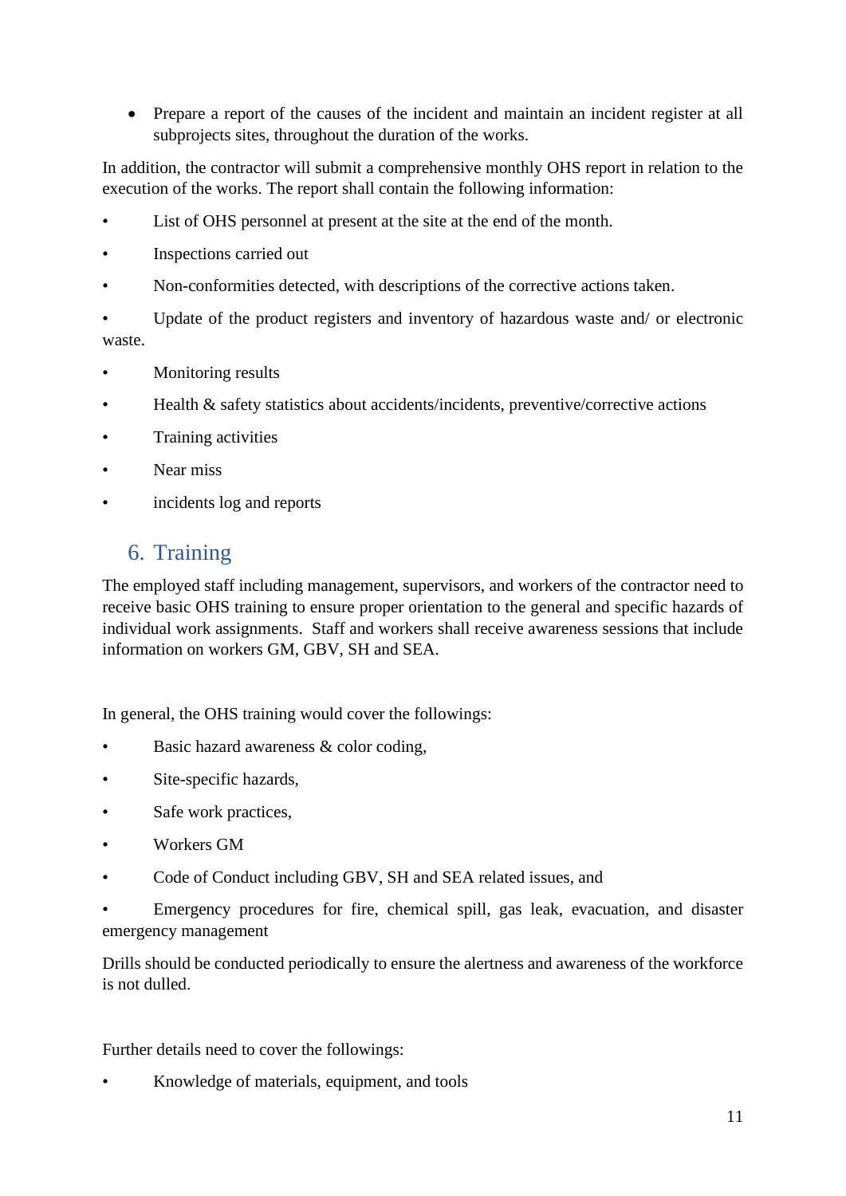- Prepare a report of the causes of the incident and maintain an incident register at all subprojects sites, throughout the duration of the works.

In addition, the contractor will submit a comprehensive monthly OHS report in relation to the execution of the works. The report shall contain the following information:

- List of OHS personnel at present at the site at the end of the month.
- Inspections carried out
- Non-conformities detected, with descriptions of the corrective actions taken.
- Update of the product registers and inventory of hazardous waste and/ or electronic waste.
- Monitoring results
- Health & safety statistics about accidents/incidents, preventive/corrective actions
- Training activities
- Near miss
- incidents log and reports

## 6. Training

The employed staff including management, supervisors, and workers of the contractor need to receive basic OHS training to ensure proper orientation to the general and specific hazards of individual work assignments. Staff and workers shall receive awareness sessions that include information on workers GM, GBV, SH and SEA.

In general, the OHS training would cover the followings:

- Basic hazard awareness & color coding,
- Site-specific hazards,
- Safe work practices,
- Workers GM
- Code of Conduct including GBV, SH and SEA related issues, and
- Emergency procedures for fire, chemical spill, gas leak, evacuation, and disaster emergency management

Drills should be conducted periodically to ensure the alertness and awareness of the workforce is not dulled.

Further details need to cover the followings:

- Knowledge of materials, equipment, and tools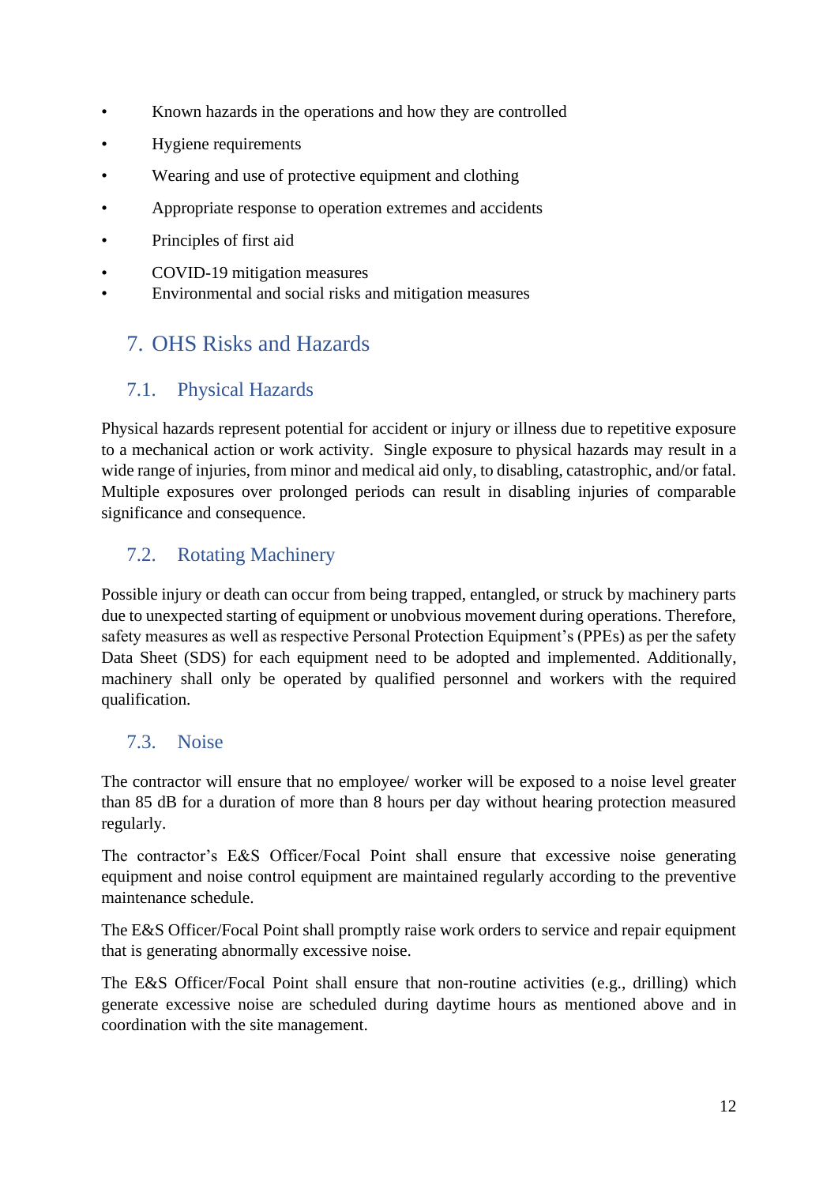- Known hazards in the operations and how they are controlled
- Hygiene requirements
- Wearing and use of protective equipment and clothing
- Appropriate response to operation extremes and accidents
- Principles of first aid
- COVID-19 mitigation measures
- Environmental and social risks and mitigation measures

# 7. OHS Risks and Hazards

## 7.1. Physical Hazards

Physical hazards represent potential for accident or injury or illness due to repetitive exposure to a mechanical action or work activity. Single exposure to physical hazards may result in a wide range of injuries, from minor and medical aid only, to disabling, catastrophic, and/or fatal. Multiple exposures over prolonged periods can result in disabling injuries of comparable significance and consequence.

## 7.2. Rotating Machinery

Possible injury or death can occur from being trapped, entangled, or struck by machinery parts due to unexpected starting of equipment or unobvious movement during operations. Therefore, safety measures as well as respective Personal Protection Equipment's (PPEs) as per the safety Data Sheet (SDS) for each equipment need to be adopted and implemented. Additionally, machinery shall only be operated by qualified personnel and workers with the required qualification.

## 7.3. Noise

The contractor will ensure that no employee/ worker will be exposed to a noise level greater than 85 dB for a duration of more than 8 hours per day without hearing protection measured regularly.

The contractor's E&S Officer/Focal Point shall ensure that excessive noise generating equipment and noise control equipment are maintained regularly according to the preventive maintenance schedule.

The E&S Officer/Focal Point shall promptly raise work orders to service and repair equipment that is generating abnormally excessive noise.

The E&S Officer/Focal Point shall ensure that non-routine activities (e.g., drilling) which generate excessive noise are scheduled during daytime hours as mentioned above and in coordination with the site management.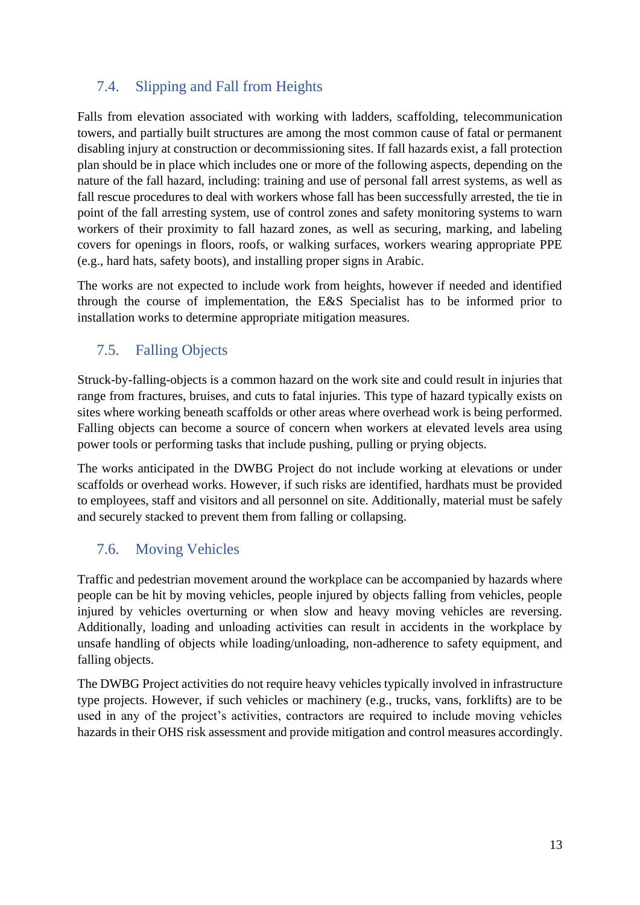## 7.4. Slipping and Fall from Heights

Falls from elevation associated with working with ladders, scaffolding, telecommunication towers, and partially built structures are among the most common cause of fatal or permanent disabling injury at construction or decommissioning sites. If fall hazards exist, a fall protection plan should be in place which includes one or more of the following aspects, depending on the nature of the fall hazard, including: training and use of personal fall arrest systems, as well as fall rescue procedures to deal with workers whose fall has been successfully arrested, the tie in point of the fall arresting system, use of control zones and safety monitoring systems to warn workers of their proximity to fall hazard zones, as well as securing, marking, and labeling covers for openings in floors, roofs, or walking surfaces, workers wearing appropriate PPE (e.g., hard hats, safety boots), and installing proper signs in Arabic.

The works are not expected to include work from heights, however if needed and identified through the course of implementation, the E&S Specialist has to be informed prior to installation works to determine appropriate mitigation measures.

## 7.5. Falling Objects

Struck-by-falling-objects is a common hazard on the work site and could result in injuries that range from fractures, bruises, and cuts to fatal injuries. This type of hazard typically exists on sites where working beneath scaffolds or other areas where overhead work is being performed. Falling objects can become a source of concern when workers at elevated levels area using power tools or performing tasks that include pushing, pulling or prying objects.

The works anticipated in the DWBG Project do not include working at elevations or under scaffolds or overhead works. However, if such risks are identified, hardhats must be provided to employees, staff and visitors and all personnel on site. Additionally, material must be safely and securely stacked to prevent them from falling or collapsing.

## 7.6. Moving Vehicles

Traffic and pedestrian movement around the workplace can be accompanied by hazards where people can be hit by moving vehicles, people injured by objects falling from vehicles, people injured by vehicles overturning or when slow and heavy moving vehicles are reversing. Additionally, loading and unloading activities can result in accidents in the workplace by unsafe handling of objects while loading/unloading, non-adherence to safety equipment, and falling objects.

The DWBG Project activities do not require heavy vehicles typically involved in infrastructure type projects. However, if such vehicles or machinery (e.g., trucks, vans, forklifts) are to be used in any of the project's activities, contractors are required to include moving vehicles hazards in their OHS risk assessment and provide mitigation and control measures accordingly.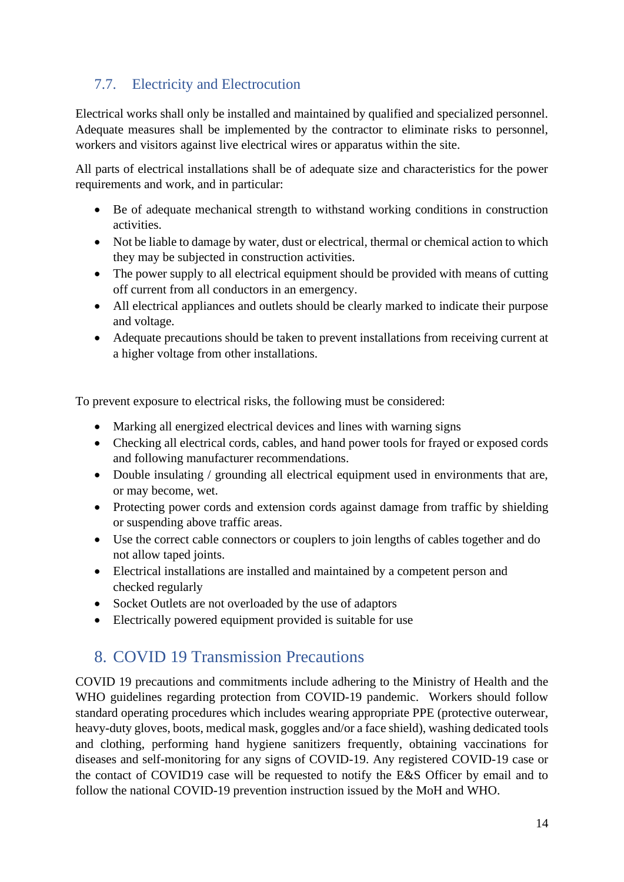## 7.7. Electricity and Electrocution

Electrical works shall only be installed and maintained by qualified and specialized personnel. Adequate measures shall be implemented by the contractor to eliminate risks to personnel, workers and visitors against live electrical wires or apparatus within the site.

All parts of electrical installations shall be of adequate size and characteristics for the power requirements and work, and in particular:

- Be of adequate mechanical strength to withstand working conditions in construction activities.
- Not be liable to damage by water, dust or electrical, thermal or chemical action to which they may be subjected in construction activities.
- The power supply to all electrical equipment should be provided with means of cutting off current from all conductors in an emergency.
- All electrical appliances and outlets should be clearly marked to indicate their purpose and voltage.
- Adequate precautions should be taken to prevent installations from receiving current at a higher voltage from other installations.

To prevent exposure to electrical risks, the following must be considered:

- Marking all energized electrical devices and lines with warning signs
- Checking all electrical cords, cables, and hand power tools for frayed or exposed cords and following manufacturer recommendations.
- Double insulating / grounding all electrical equipment used in environments that are, or may become, wet.
- Protecting power cords and extension cords against damage from traffic by shielding or suspending above traffic areas.
- Use the correct cable connectors or couplers to join lengths of cables together and do not allow taped joints.
- Electrical installations are installed and maintained by a competent person and checked regularly
- Socket Outlets are not overloaded by the use of adaptors
- Electrically powered equipment provided is suitable for use

# 8. COVID 19 Transmission Precautions

COVID 19 precautions and commitments include adhering to the Ministry of Health and the WHO guidelines regarding protection from COVID-19 pandemic. Workers should follow standard operating procedures which includes wearing appropriate PPE (protective outerwear, heavy-duty gloves, boots, medical mask, goggles and/or a face shield), washing dedicated tools and clothing, performing hand hygiene sanitizers frequently, obtaining vaccinations for diseases and self-monitoring for any signs of COVID-19. Any registered COVID-19 case or the contact of COVID19 case will be requested to notify the E&S Officer by email and to follow the national COVID-19 prevention instruction issued by the MoH and WHO.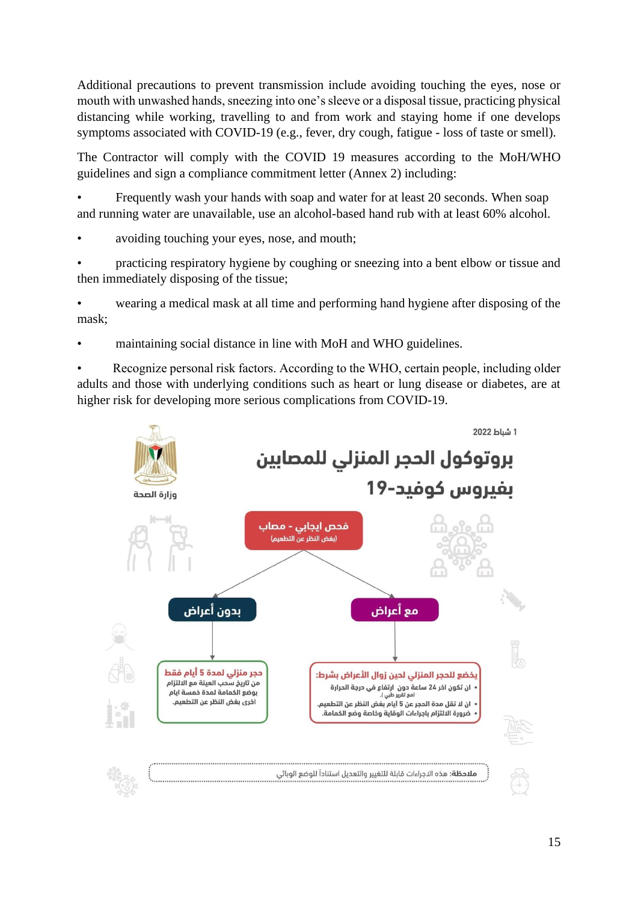Additional precautions to prevent transmission include avoiding touching the eyes, nose or mouth with unwashed hands, sneezing into one's sleeve or a disposal tissue, practicing physical distancing while working, travelling to and from work and staying home if one develops symptoms associated with COVID-19 (e.g., fever, dry cough, fatigue - loss of taste or smell).

The Contractor will comply with the COVID 19 measures according to the MoH/WHO guidelines and sign a compliance commitment letter (Annex 2) including:

- Frequently wash your hands with soap and water for at least 20 seconds. When soap and running water are unavailable, use an alcohol-based hand rub with at least 60% alcohol.
- avoiding touching your eyes, nose, and mouth;
- practicing respiratory hygiene by coughing or sneezing into a bent elbow or tissue and then immediately disposing of the tissue;
- wearing a medical mask at all time and performing hand hygiene after disposing of the mask;
- maintaining social distance in line with MoH and WHO guidelines.
- Recognize personal risk factors. According to the WHO, certain people, including older adults and those with underlying conditions such as heart or lung disease or diabetes, are at higher risk for developing more serious complications from COVID-19.

1 شباط 2022

وزارة الصحة

**بروتوكول الحجر المنزلي للمصابين بفيروس كوفيد-19**

**فحص ايجابي - مصاب**
(بغض النظر عن التطعيم)

**مع أعراض**

**يخضع للحجر المنزلي لحين زوال الأعراض بشرط:**
- ان تكون اخر 24 ساعة دون ارتفاع في درجة الحرارة (مع تقرير طبي).
- ان لا تقل مدة الحجر عن 5 أيام بغض النظر عن التطعيم.
- ضرورة الالتزام باجراءات الوقاية وخاصة وضع الكمامة.

**بدون أعراض**

**حجر منزلي لمدة 5 أيام فقط**
من تاريخ سحب العينة مع الالتزام بوضع الكمامة لمدة خمسة ايام اخرى بغض النظر عن التطعيم.

**ملاحظة:** هذه الاجراءات قابلة للتغير والتعديل استناداً للوضع الوبائي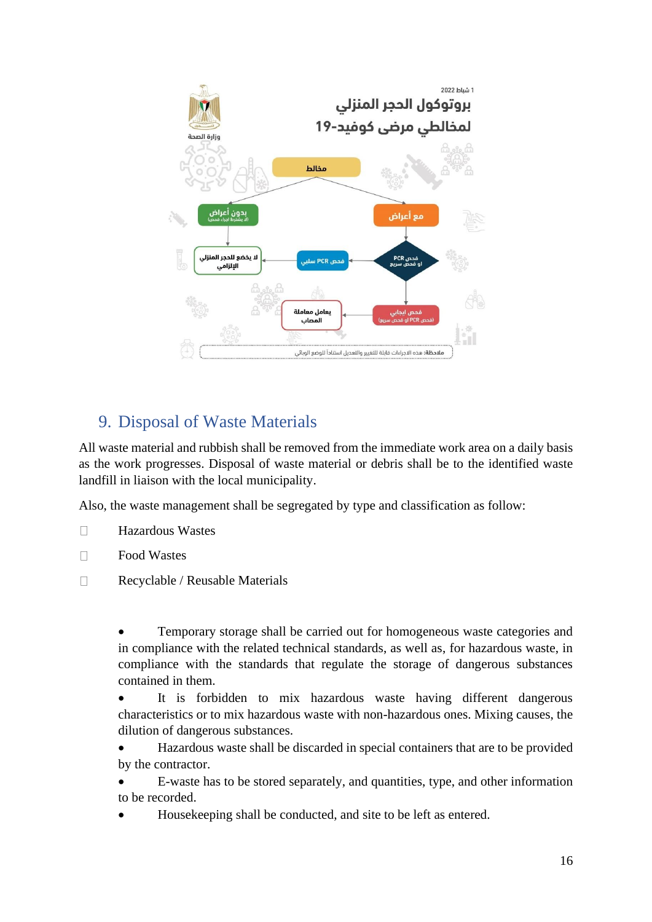1 شباط 2022

بروتوكول الحجر المنزلي لمخالطي مرضى كوفيد-19

وزارة الصحة

مخالط

بدون أعراض (لا يشترط إجراء فحص)

مع أعراض

فحص PCR او فحص سريع

فحص PCR سلبي

لا يخضع للحجر المنزلي الإلزامي

فحص ايجابي (فحص PCR او فحص سريع)

يعامل معاملة المصاب

ملاحظة: هذه الاجراءات قابلة للتغيير والتعديل استنادا للوضع الوبائي

## 9. Disposal of Waste Materials

All waste material and rubbish shall be removed from the immediate work area on a daily basis as the work progresses. Disposal of waste material or debris shall be to the identified waste landfill in liaison with the local municipality.

Also, the waste management shall be segregated by type and classification as follow:

- Hazardous Wastes
- Food Wastes
- Recyclable / Reusable Materials

- Temporary storage shall be carried out for homogeneous waste categories and in compliance with the related technical standards, as well as, for hazardous waste, in compliance with the standards that regulate the storage of dangerous substances contained in them.
- It is forbidden to mix hazardous waste having different dangerous characteristics or to mix hazardous waste with non-hazardous ones. Mixing causes, the dilution of dangerous substances.
- Hazardous waste shall be discarded in special containers that are to be provided by the contractor.
- E-waste has to be stored separately, and quantities, type, and other information to be recorded.
- Housekeeping shall be conducted, and site to be left as entered.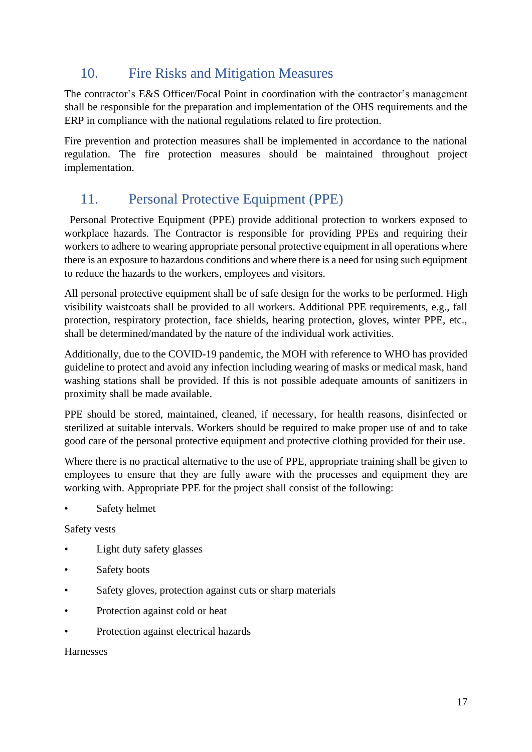## 10. Fire Risks and Mitigation Measures

The contractor's E&S Officer/Focal Point in coordination with the contractor's management shall be responsible for the preparation and implementation of the OHS requirements and the ERP in compliance with the national regulations related to fire protection.

Fire prevention and protection measures shall be implemented in accordance to the national regulation. The fire protection measures should be maintained throughout project implementation.

## 11. Personal Protective Equipment (PPE)

Personal Protective Equipment (PPE) provide additional protection to workers exposed to workplace hazards. The Contractor is responsible for providing PPEs and requiring their workers to adhere to wearing appropriate personal protective equipment in all operations where there is an exposure to hazardous conditions and where there is a need for using such equipment to reduce the hazards to the workers, employees and visitors.

All personal protective equipment shall be of safe design for the works to be performed. High visibility waistcoats shall be provided to all workers. Additional PPE requirements, e.g., fall protection, respiratory protection, face shields, hearing protection, gloves, winter PPE, etc., shall be determined/mandated by the nature of the individual work activities.

Additionally, due to the COVID-19 pandemic, the MOH with reference to WHO has provided guideline to protect and avoid any infection including wearing of masks or medical mask, hand washing stations shall be provided. If this is not possible adequate amounts of sanitizers in proximity shall be made available.

PPE should be stored, maintained, cleaned, if necessary, for health reasons, disinfected or sterilized at suitable intervals. Workers should be required to make proper use of and to take good care of the personal protective equipment and protective clothing provided for their use.

Where there is no practical alternative to the use of PPE, appropriate training shall be given to employees to ensure that they are fully aware with the processes and equipment they are working with. Appropriate PPE for the project shall consist of the following:

- Safety helmet

Safety vests

- Light duty safety glasses
- Safety boots
- Safety gloves, protection against cuts or sharp materials
- Protection against cold or heat
- Protection against electrical hazards

Harnesses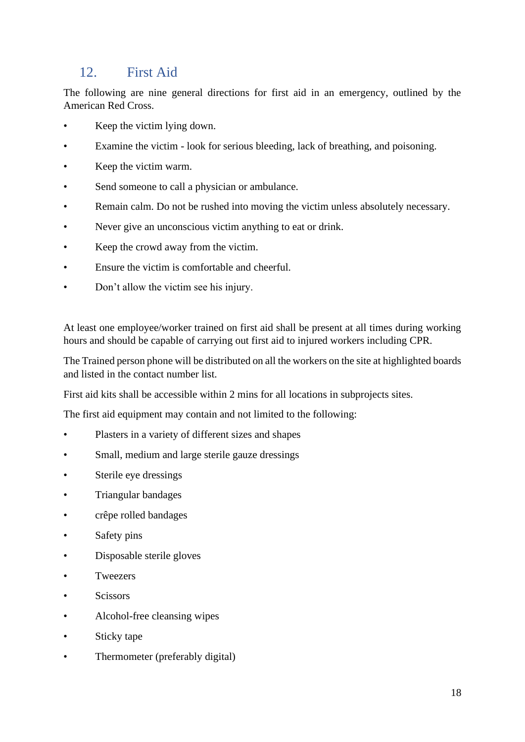## 12. First Aid

The following are nine general directions for first aid in an emergency, outlined by the American Red Cross.

- Keep the victim lying down.
- Examine the victim - look for serious bleeding, lack of breathing, and poisoning.
- Keep the victim warm.
- Send someone to call a physician or ambulance.
- Remain calm. Do not be rushed into moving the victim unless absolutely necessary.
- Never give an unconscious victim anything to eat or drink.
- Keep the crowd away from the victim.
- Ensure the victim is comfortable and cheerful.
- Don't allow the victim see his injury.

At least one employee/worker trained on first aid shall be present at all times during working hours and should be capable of carrying out first aid to injured workers including CPR.

The Trained person phone will be distributed on all the workers on the site at highlighted boards and listed in the contact number list.

First aid kits shall be accessible within 2 mins for all locations in subprojects sites.

The first aid equipment may contain and not limited to the following:

- Plasters in a variety of different sizes and shapes
- Small, medium and large sterile gauze dressings
- Sterile eye dressings
- Triangular bandages
- crêpe rolled bandages
- Safety pins
- Disposable sterile gloves
- Tweezers
- Scissors
- Alcohol-free cleansing wipes
- Sticky tape
- Thermometer (preferably digital)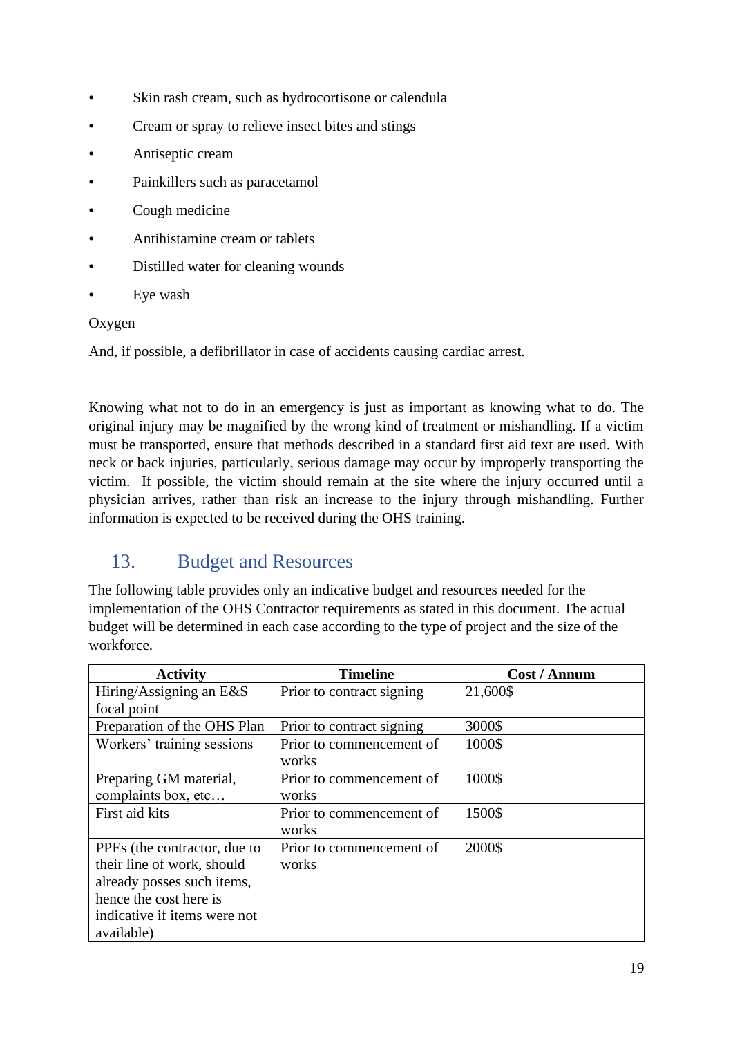- Skin rash cream, such as hydrocortisone or calendula
- Cream or spray to relieve insect bites and stings
- Antiseptic cream
- Painkillers such as paracetamol
- Cough medicine
- Antihistamine cream or tablets
- Distilled water for cleaning wounds
- Eye wash

Oxygen

And, if possible, a defibrillator in case of accidents causing cardiac arrest.

Knowing what not to do in an emergency is just as important as knowing what to do. The original injury may be magnified by the wrong kind of treatment or mishandling. If a victim must be transported, ensure that methods described in a standard first aid text are used. With neck or back injuries, particularly, serious damage may occur by improperly transporting the victim. If possible, the victim should remain at the site where the injury occurred until a physician arrives, rather than risk an increase to the injury through mishandling. Further information is expected to be received during the OHS training.

## 13. Budget and Resources

The following table provides only an indicative budget and resources needed for the implementation of the OHS Contractor requirements as stated in this document. The actual budget will be determined in each case according to the type of project and the size of the workforce.

| Activity | Timeline | Cost / Annum |
|---|---|---|
| Hiring/Assigning an E&S focal point | Prior to contract signing | 21,600$ |
| Preparation of the OHS Plan | Prior to contract signing | 3000$ |
| Workers' training sessions | Prior to commencement of works | 1000$ |
| Preparing GM material, complaints box, etc… | Prior to commencement of works | 1000$ |
| First aid kits | Prior to commencement of works | 1500$ |
| PPEs (the contractor, due to their line of work, should already posses such items, hence the cost here is indicative if items were not available) | Prior to commencement of works | 2000$ |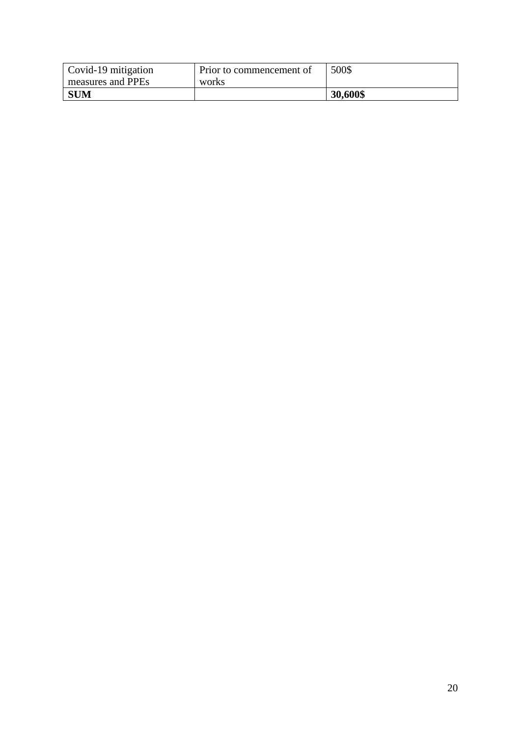| Covid-19 mitigation measures and PPEs | Prior to commencement of works | 500$ |
| --- | --- | --- |
| **SUM** | | **30,600$** |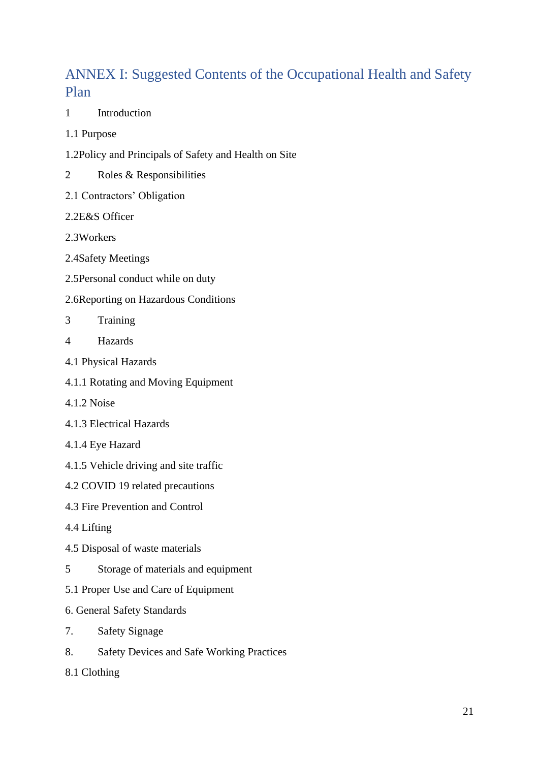## ANNEX I: Suggested Contents of the Occupational Health and Safety Plan

1 Introduction

1.1 Purpose

1.2Policy and Principals of Safety and Health on Site

2 Roles & Responsibilities

2.1 Contractors' Obligation

2.2E&S Officer

2.3Workers

2.4Safety Meetings

2.5Personal conduct while on duty

2.6Reporting on Hazardous Conditions

3 Training

4 Hazards

4.1 Physical Hazards

4.1.1 Rotating and Moving Equipment

4.1.2 Noise

4.1.3 Electrical Hazards

4.1.4 Eye Hazard

4.1.5 Vehicle driving and site traffic

4.2 COVID 19 related precautions

4.3 Fire Prevention and Control

4.4 Lifting

4.5 Disposal of waste materials

5 Storage of materials and equipment

5.1 Proper Use and Care of Equipment

6. General Safety Standards

7. Safety Signage

8. Safety Devices and Safe Working Practices

8.1 Clothing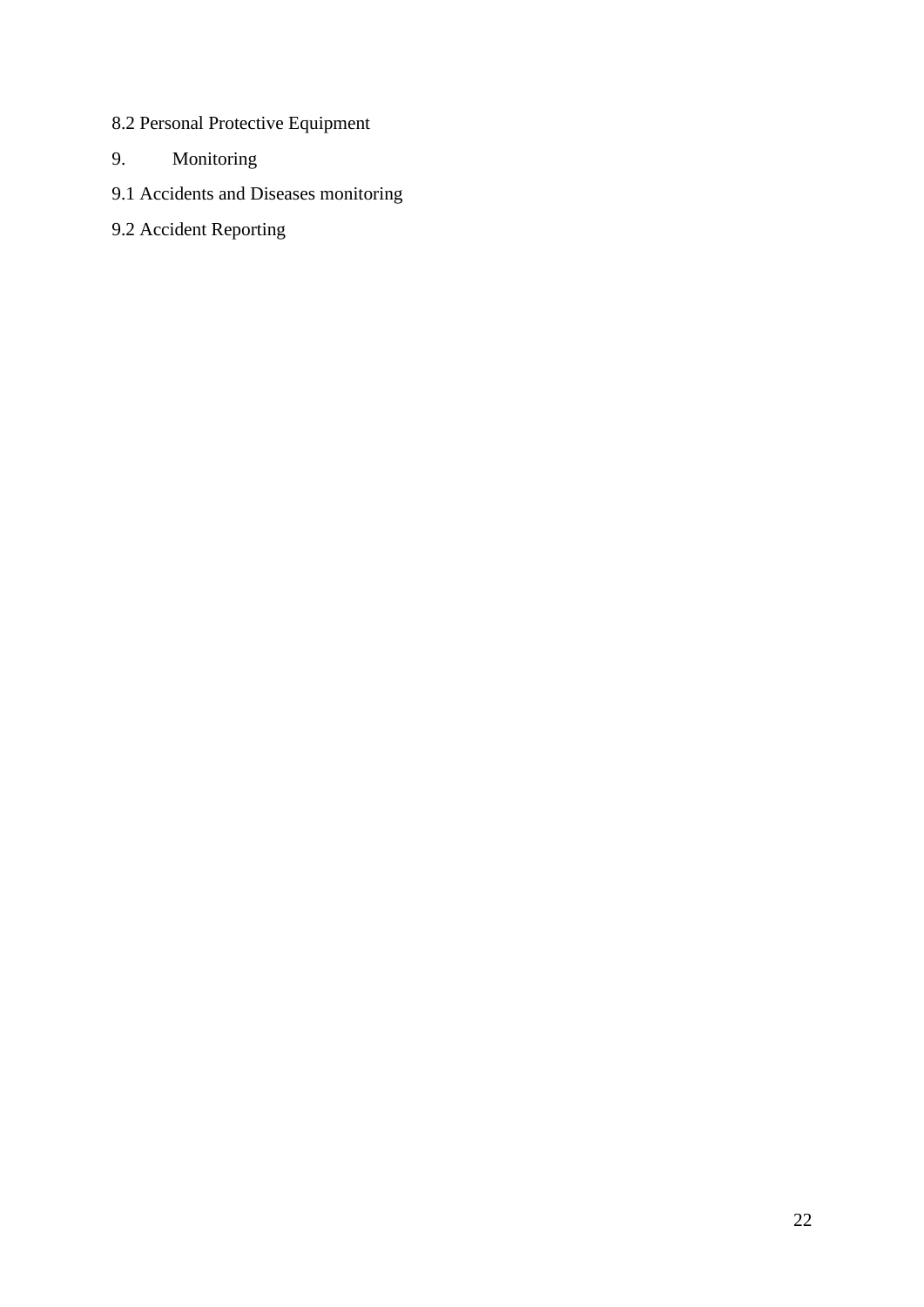8.2 Personal Protective Equipment

9. Monitoring

9.1 Accidents and Diseases monitoring

9.2 Accident Reporting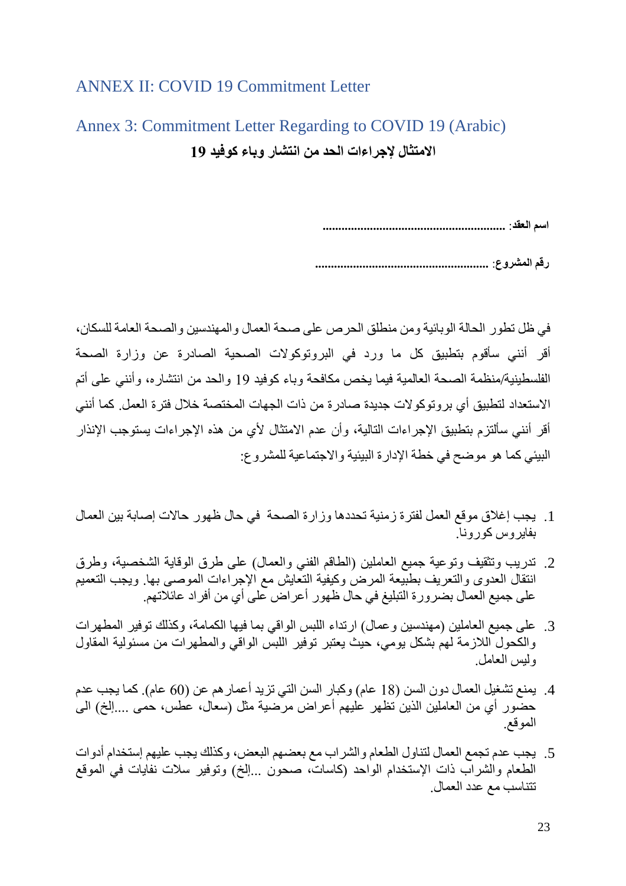## ANNEX II: COVID 19 Commitment Letter

## Annex 3: Commitment Letter Regarding to COVID 19 (Arabic)

**الامتثال لإجراءات الحد من انتشار وباء كوفيد 19**

**اسم العقد**: ..........................................................

**رقم المشروع**: ......................................................

في ظل تطور الحالة الوبائية ومن منطلق الحرص على صحة العمال والمهندسين والصحة العامة للسكان، أقر أنني سأقوم بتطبيق كل ما ورد في البروتوكولات الصحية الصادرة عن وزارة الصحة الفلسطينية/منظمة الصحة العالمية فيما يخص مكافحة وباء كوفيد 19 والحد من انتشاره، وأنني على أتم الاستعداد لتطبيق أي بروتوكولات جديدة صادرة من ذات الجهات المختصة خلال فترة العمل. كما أنني أقر أنني سألتزم بتطبيق الإجراءات التالية، وأن عدم الامتثال لأي من هذه الإجراءات يستوجب الإنذار البيئي كما هو موضح في خطة الإدارة البيئية والاجتماعية للمشروع:

1. يجب إغلاق موقع العمل لفترة زمنية تحددها وزارة الصحة في حال ظهور حالات إصابة بين العمال بفايروس كورونا.
2. تدريب وتثقيف وتوعية جميع العاملين (الطاقم الفني والعمال) على طرق الوقاية الشخصية، وطرق انتقال العدوى والتعريف بطبيعة المرض وكيفية التعايش مع الإجراءات الموصى بها. ويجب التعميم على جميع العمال بضرورة التبليغ في حال ظهور أعراض على أي من أفراد عائلاتهم.
3. على جميع العاملين (مهندسين وعمال) ارتداء اللبس الواقي بما فيها الكمامة، وكذلك توفير المطهرات والكحول اللازمة لهم بشكل يومي، حيث يعتبر توفير اللبس الواقي والمطهرات من مسئولية المقاول وليس العامل.
4. يمنع تشغيل العمال دون السن (18 عام) وكبار السن التي تزيد أعمارهم عن (60 عام). كما يجب عدم حضور أي من العاملين الذين تظهر عليهم أعراض مرضية مثل (سعال، عطس، حمى ....إلخ) الى الموقع.
5. يجب عدم تجمع العمال لتناول الطعام والشراب مع بعضهم البعض، وكذلك يجب عليهم إستخدام أدوات الطعام والشراب ذات الإستخدام الواحد (كاسات، صحون ...إلخ) وتوفير سلات نفايات في الموقع تتناسب مع عدد العمال.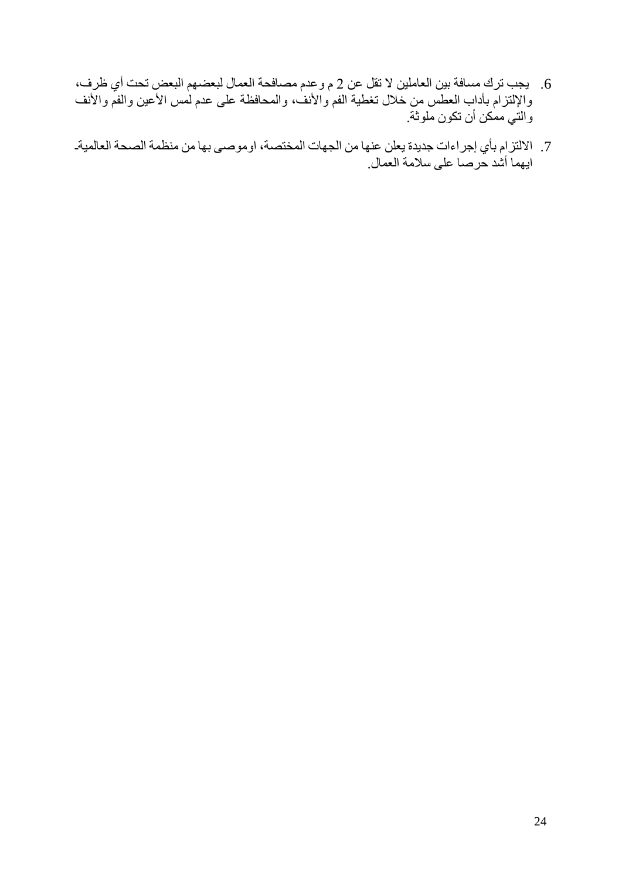6. يجب ترك مسافة بين العاملين لا تقل عن 2 م وعدم مصافحة العمال لبعضهم البعض تحت أي ظرف، والإلتزام بأداب العطس من خلال تغطية الفم والأنف، والمحافظة على عدم لمس الأعين والفم والأنف والتي ممكن أن تكون ملوثة.

7. الالتزام بأي إجراءات جديدة يعلن عنها من الجهات المختصة، اوموصى بها من منظمة الصحة العالمية- ايهما أشد حرصا على سلامة العمال.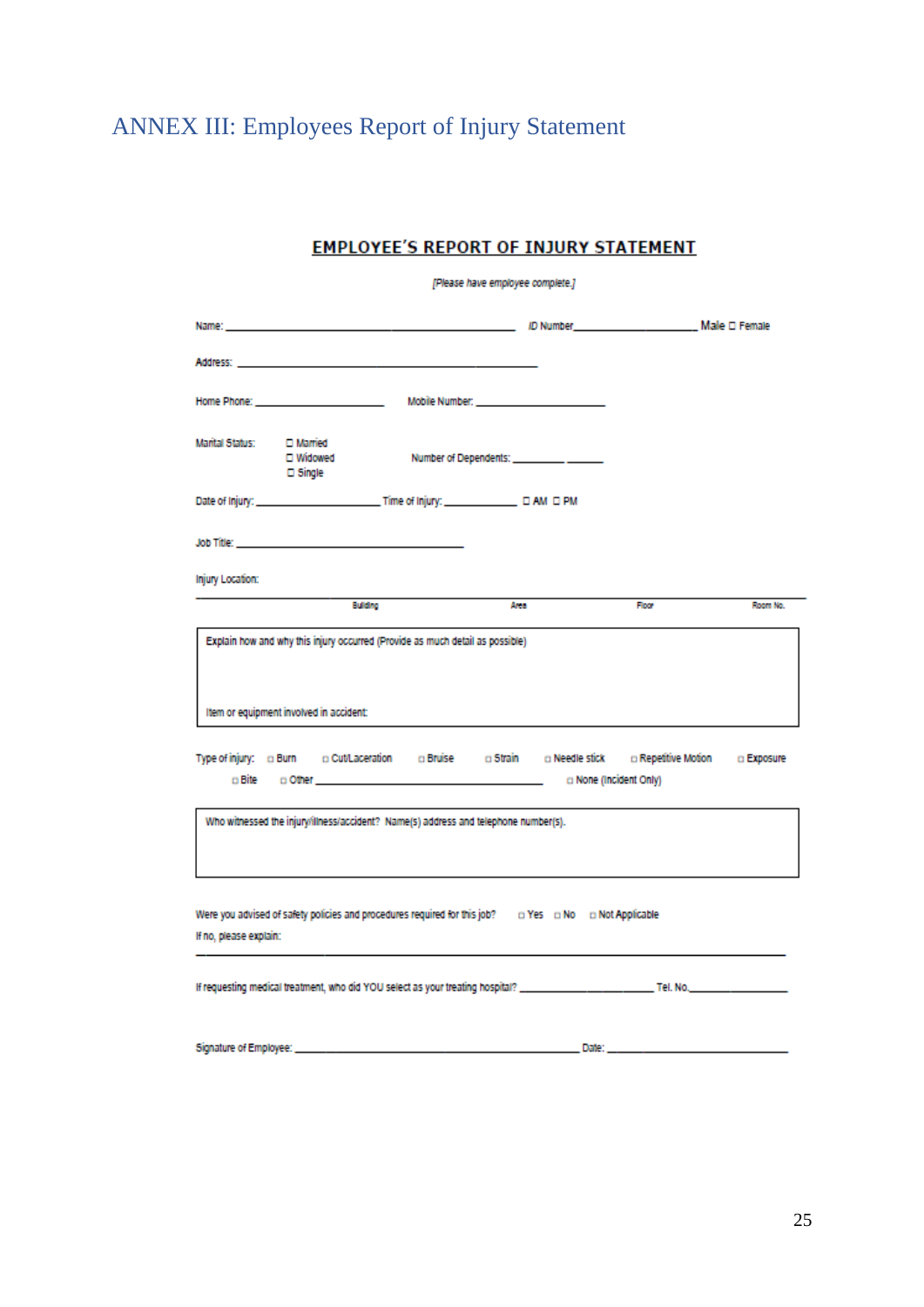# ANNEX III: Employees Report of Injury Statement

## EMPLOYEE'S REPORT OF INJURY STATEMENT

*[Please have employee complete.]*

Name: ______________________________ *ID Number*________________ Male ☐ Female

Address: ______________________________

Home Phone: ________________ Mobile Number: ________________

Marital Status: ☐ Married ☐ Widowed ☐ Single Number of Dependents: ________ _____

Date of Injury: ________________ Time of Injury: __________ ☐ AM ☐ PM

Job Title: ______________________________

Injury Location:

| Building | Area | Floor | Room No. |
|---|---|---|---|
| | | | |

| Explain how and why this injury occurred (Provide as much detail as possible)<br><br><br>Item or equipment involved in accident: |
|---|

Type of injury: ☐ Burn ☐ Cut/Laceration ☐ Bruise ☐ Strain ☐ Needle stick ☐ Repetitive Motion ☐ Exposure ☐ Bite ☐ Other ______________________ ☐ None (Incident Only)

| Who witnessed the injury/illness/accident? Name(s) address and telephone number(s). |
|---|

Were you advised of safety policies and procedures required for this job? ☐ Yes ☐ No ☐ Not Applicable

If no, please explain:

______________________________________________________________

If requesting medical treatment, who did YOU select as your treating hospital? ________________ Tel. No.____________

Signature of Employee: ______________________________ Date: ________________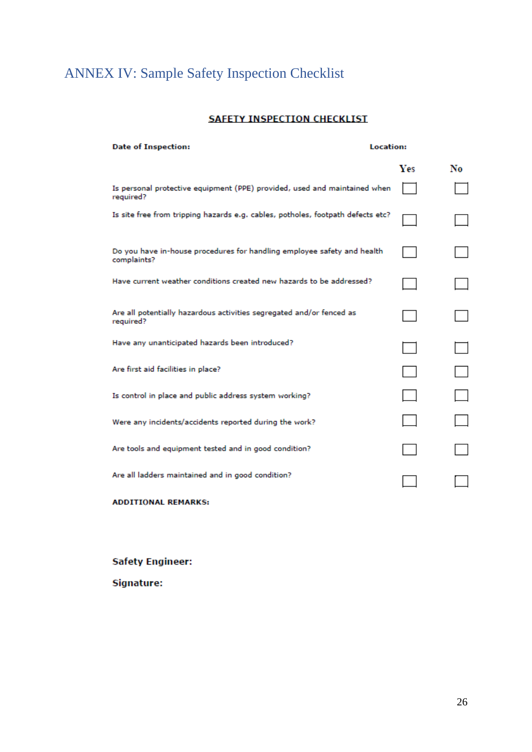# ANNEX IV: Sample Safety Inspection Checklist

**SAFETY INSPECTION CHECKLIST**

**Date of Inspection:** **Location:**

| | Yes | No |
|---|---|---|
| Is personal protective equipment (PPE) provided, used and maintained when required? | ☐ | ☐ |
| Is site free from tripping hazards e.g. cables, potholes, footpath defects etc? | ☐ | ☐ |
| Do you have in-house procedures for handling employee safety and health complaints? | ☐ | ☐ |
| Have current weather conditions created new hazards to be addressed? | ☐ | ☐ |
| Are all potentially hazardous activities segregated and/or fenced as required? | ☐ | ☐ |
| Have any unanticipated hazards been introduced? | ☐ | ☐ |
| Are first aid facilities in place? | ☐ | ☐ |
| Is control in place and public address system working? | ☐ | ☐ |
| Were any incidents/accidents reported during the work? | ☐ | ☐ |
| Are tools and equipment tested and in good condition? | ☐ | ☐ |
| Are all ladders maintained and in good condition? | ☐ | ☐ |

**ADDITIONAL REMARKS:**

**Safety Engineer:**

**Signature:**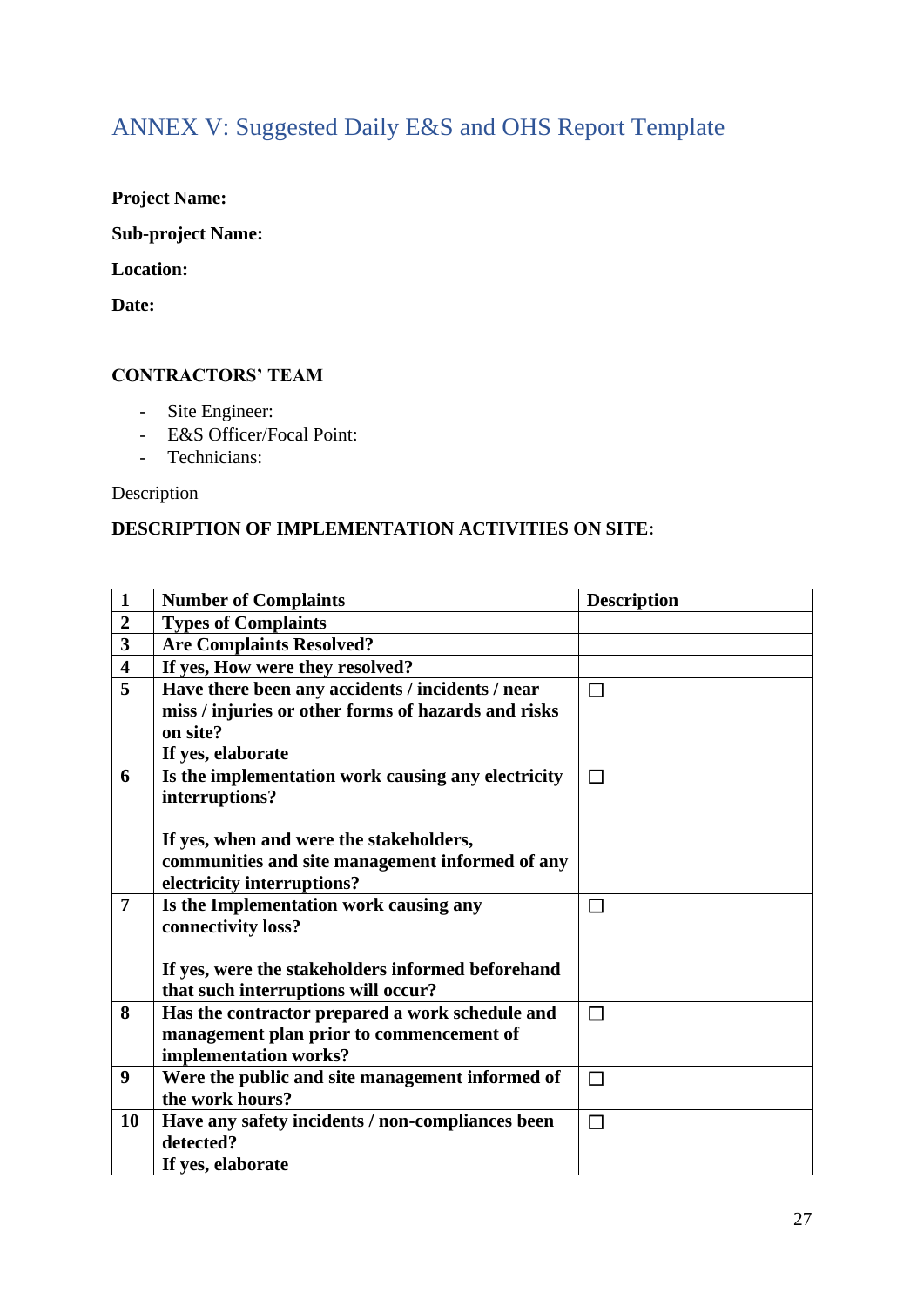## ANNEX V: Suggested Daily E&S and OHS Report Template

**Project Name:**

**Sub-project Name:**

**Location:**

**Date:**

**CONTRACTORS' TEAM**

- Site Engineer:
- E&S Officer/Focal Point:
- Technicians:

Description

**DESCRIPTION OF IMPLEMENTATION ACTIVITIES ON SITE:**

| **1** | **Number of Complaints** | **Description** |
|---|---|---|
| **2** | **Types of Complaints** | |
| **3** | **Are Complaints Resolved?** | |
| **4** | **If yes, How were they resolved?** | |
| **5** | **Have there been any accidents / incidents / near miss / injuries or other forms of hazards and risks on site?**<br>**If yes, elaborate** | ☐ |
| **6** | **Is the implementation work causing any electricity interruptions?**<br><br>**If yes, when and were the stakeholders, communities and site management informed of any electricity interruptions?** | ☐ |
| **7** | **Is the Implementation work causing any connectivity loss?**<br><br>**If yes, were the stakeholders informed beforehand that such interruptions will occur?** | ☐ |
| **8** | **Has the contractor prepared a work schedule and management plan prior to commencement of implementation works?** | ☐ |
| **9** | **Were the public and site management informed of the work hours?** | ☐ |
| **10** | **Have any safety incidents / non-compliances been detected?**<br>**If yes, elaborate** | ☐ |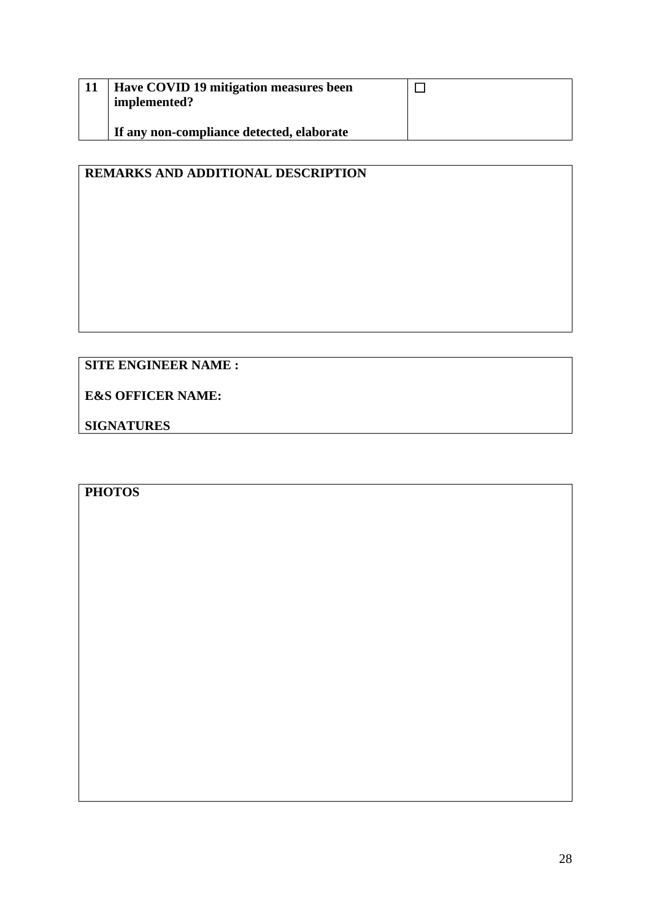| | | |
|---|---|---|
| **11** | **Have COVID 19 mitigation measures been implemented?**<br><br>**If any non-compliance detected, elaborate** | ☐ |

| **REMARKS AND ADDITIONAL DESCRIPTION** |
|---|
| |

| **SITE ENGINEER NAME :**<br><br>**E&S OFFICER NAME:**<br><br>**SIGNATURES** |
|---|

| **PHOTOS** |
|---|
| |